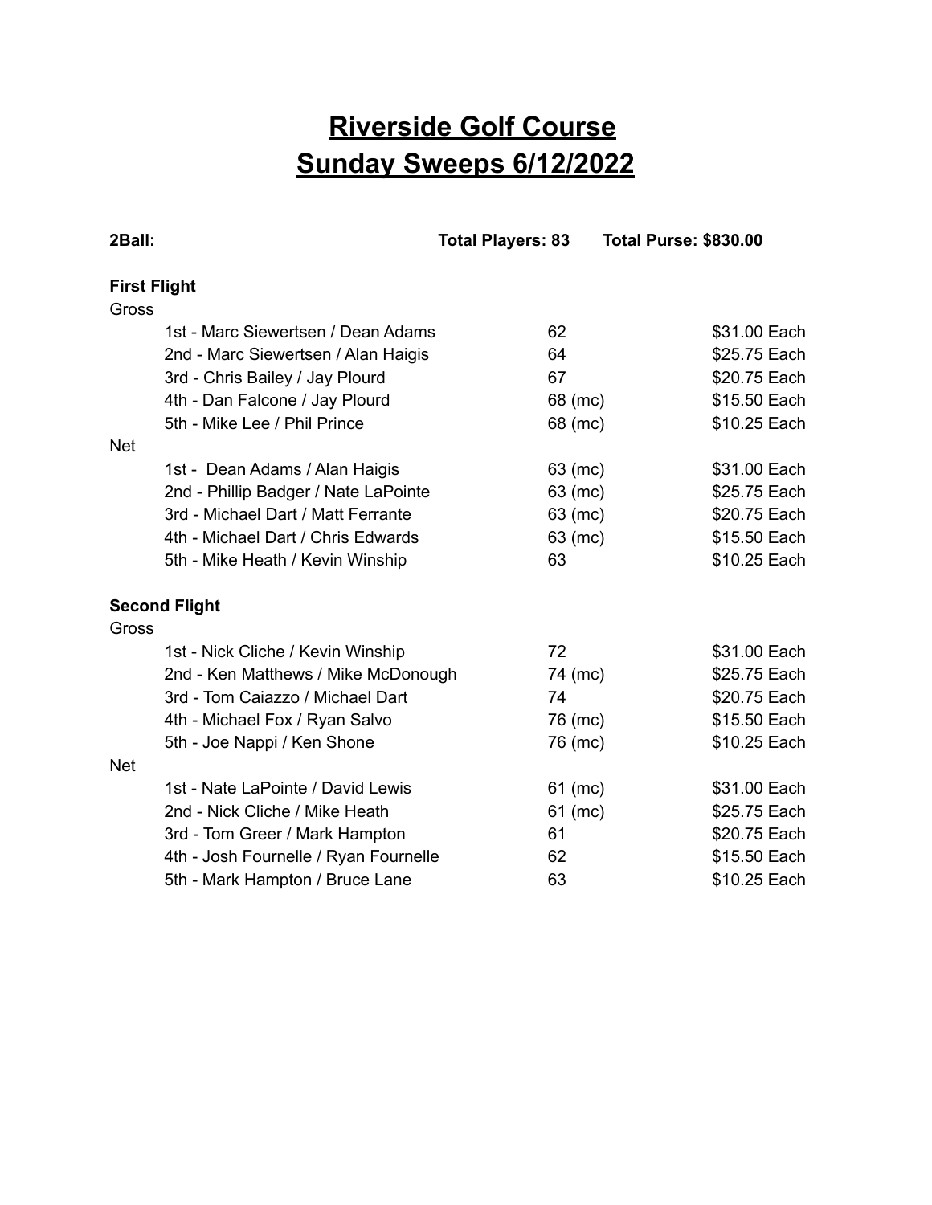# Riverside Golf Course
# Sunday Sweeps 6/12/2022

**2Ball:** **Total Players: 83** **Total Purse: $830.00**

**First Flight**

Gross

| Place | Score | Payout |
|---|---|---|
| 1st - Marc Siewertsen / Dean Adams | 62 | $31.00 Each |
| 2nd - Marc Siewertsen / Alan Haigis | 64 | $25.75 Each |
| 3rd - Chris Bailey / Jay Plourd | 67 | $20.75 Each |
| 4th - Dan Falcone / Jay Plourd | 68 (mc) | $15.50 Each |
| 5th - Mike Lee / Phil Prince | 68 (mc) | $10.25 Each |

Net

| Place | Score | Payout |
|---|---|---|
| 1st - Dean Adams / Alan Haigis | 63 (mc) | $31.00 Each |
| 2nd - Phillip Badger / Nate LaPointe | 63 (mc) | $25.75 Each |
| 3rd - Michael Dart / Matt Ferrante | 63 (mc) | $20.75 Each |
| 4th - Michael Dart / Chris Edwards | 63 (mc) | $15.50 Each |
| 5th - Mike Heath / Kevin Winship | 63 | $10.25 Each |

**Second Flight**

Gross

| Place | Score | Payout |
|---|---|---|
| 1st - Nick Cliche / Kevin Winship | 72 | $31.00 Each |
| 2nd - Ken Matthews / Mike McDonough | 74 (mc) | $25.75 Each |
| 3rd - Tom Caiazzo / Michael Dart | 74 | $20.75 Each |
| 4th - Michael Fox / Ryan Salvo | 76 (mc) | $15.50 Each |
| 5th - Joe Nappi / Ken Shone | 76 (mc) | $10.25 Each |

Net

| Place | Score | Payout |
|---|---|---|
| 1st - Nate LaPointe / David Lewis | 61 (mc) | $31.00 Each |
| 2nd - Nick Cliche / Mike Heath | 61 (mc) | $25.75 Each |
| 3rd - Tom Greer / Mark Hampton | 61 | $20.75 Each |
| 4th - Josh Fournelle / Ryan Fournelle | 62 | $15.50 Each |
| 5th - Mark Hampton / Bruce Lane | 63 | $10.25 Each |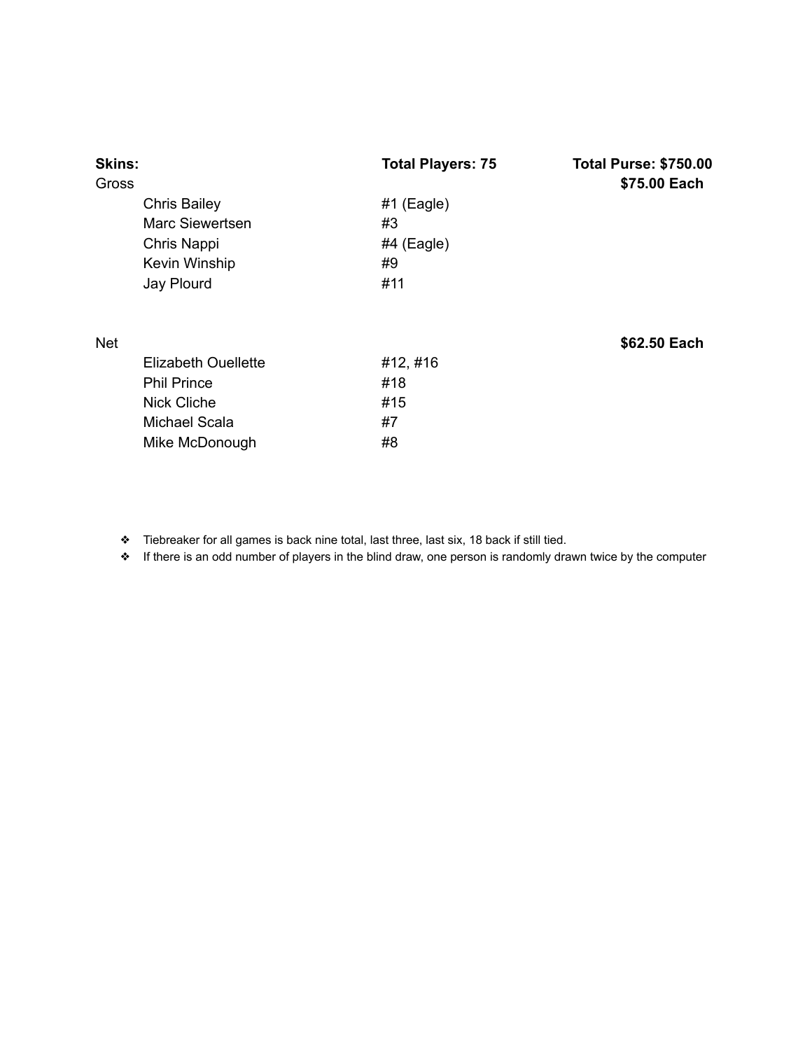| **Skins:** | **Total Players: 75** | **Total Purse: $750.00** |
| --- | --- | --- |
| Gross | | **$75.00 Each** |
| Chris Bailey | #1 (Eagle) | |
| Marc Siewertsen | #3 | |
| Chris Nappi | #4 (Eagle) | |
| Kevin Winship | #9 | |
| Jay Plourd | #11 | |
| | | |
| Net | | **$62.50 Each** |
| Elizabeth Ouellette | #12, #16 | |
| Phil Prince | #18 | |
| Nick Cliche | #15 | |
| Michael Scala | #7 | |
| Mike McDonough | #8 | |

- Tiebreaker for all games is back nine total, last three, last six, 18 back if still tied.
- If there is an odd number of players in the blind draw, one person is randomly drawn twice by the computer